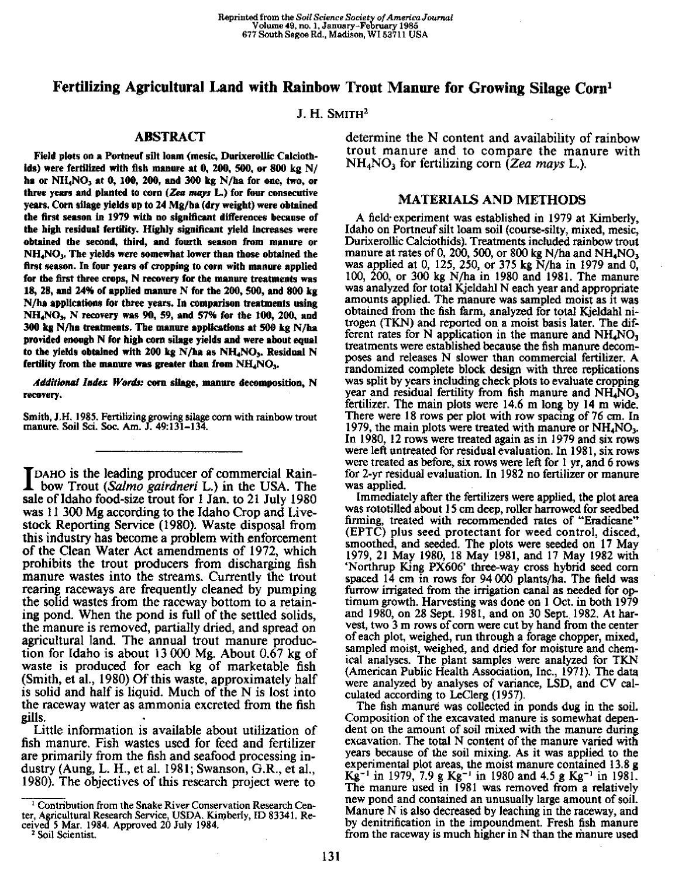Reprinted from the *Soil Science Society of America Journal*
Volume 49, no. 1, January–February 1985
677 South Segoe Rd., Madison, WI 53711 USA

# Fertilizing Agricultural Land with Rainbow Trout Manure for Growing Silage Corn[1]

J. H. Smith[2]

## ABSTRACT

**Field plots on a Portneuf silt loam (mesic, Durixerollic Calciothids) were fertilized with fish manure at 0, 200, 500, or 800 kg N/ha or $NH_4NO_3$ at 0, 100, 200, and 300 kg N/ha for one, two, or three years and planted to corn (*Zea mays* L.) for four consecutive years. Corn silage yields up to 24 Mg/ha (dry weight) were obtained the first season in 1979 with no significant differences because of the high residual fertility. Highly significant yield increases were obtained the second, third, and fourth season from manure or $NH_4NO_3$. The yields were somewhat lower than those obtained the first season. In four years of cropping to corn with manure applied for the first three crops, N recovery for the manure treatments was 18, 28, and 24% of applied manure N for the 200, 500, and 800 kg N/ha applications for three years. In comparison treatments using $NH_4NO_3$, N recovery was 90, 59, and 57% for the 100, 200, and 300 kg N/ha treatments. The manure applications at 500 kg N/ha provided enough N for high corn silage yields and were about equal to the yields obtained with 200 kg N/ha as $NH_4NO_3$. Residual N fertility from the manure was greater than from $NH_4NO_3$.**

***Additional Index Words:*** **corn silage, manure decomposition, N recovery.**

Smith, J.H. 1985. Fertilizing growing silage corn with rainbow trout manure. Soil Sci. Soc. Am. J. 49:131–134.

---

Idaho is the leading producer of commercial Rainbow Trout (*Salmo gairdneri* L.) in the USA. The sale of Idaho food-size trout for 1 Jan. to 21 July 1980 was 11 300 Mg according to the Idaho Crop and Livestock Reporting Service (1980). Waste disposal from this industry has become a problem with enforcement of the Clean Water Act amendments of 1972, which prohibits the trout producers from discharging fish manure wastes into the streams. Currently the trout rearing raceways are frequently cleaned by pumping the solid wastes from the raceway bottom to a retaining pond. When the pond is full of the settled solids, the manure is removed, partially dried, and spread on agricultural land. The annual trout manure production for Idaho is about 13 000 Mg. About 0.67 kg of waste is produced for each kg of marketable fish (Smith, et al., 1980) Of this waste, approximately half is solid and half is liquid. Much of the N is lost into the raceway water as ammonia excreted from the fish gills.

Little information is available about utilization of fish manure. Fish wastes used for feed and fertilizer are primarily from the fish and seafood processing industry (Aung, L. H., et al. 1981; Swanson, G.R., et al., 1980). The objectives of this research project were to determine the N content and availability of rainbow trout manure and to compare the manure with $NH_4NO_3$ for fertilizing corn (*Zea mays* L.).

## MATERIALS AND METHODS

A field experiment was established in 1979 at Kimberly, Idaho on Portneuf silt loam soil (course-silty, mixed, mesic, Durixerollic Calciothids). Treatments included rainbow trout manure at rates of 0, 200, 500, or 800 kg N/ha and $NH_4NO_3$ was applied at 0, 125, 250, or 375 kg N/ha in 1979 and 0, 100, 200, or 300 kg N/ha in 1980 and 1981. The manure was analyzed for total Kjeldahl N each year and appropriate amounts applied. The manure was sampled moist as it was obtained from the fish farm, analyzed for total Kjeldahl nitrogen (TKN) and reported on a moist basis later. The different rates for N application in the manure and $NH_4NO_3$ treatments were established because the fish manure decomposes and releases N slower than commercial fertilizer. A randomized complete block design with three replications was split by years including check plots to evaluate cropping year and residual fertility from fish manure and $NH_4NO_3$ fertilizer. The main plots were 14.6 m long by 14 m wide. There were 18 rows per plot with row spacing of 76 cm. In 1979, the main plots were treated with manure or $NH_4NO_3$. In 1980, 12 rows were treated again as in 1979 and six rows were left untreated for residual evaluation. In 1981, six rows were treated as before, six rows were left for 1 yr, and 6 rows for 2-yr residual evaluation. In 1982 no fertilizer or manure was applied.

Immediately after the fertilizers were applied, the plot area was rototilled about 15 cm deep, roller harrowed for seedbed firming, treated with recommended rates of "Eradicane" (EPTC) plus seed protectant for weed control, disced, smoothed, and seeded. The plots were seeded on 17 May 1979, 21 May 1980, 18 May 1981, and 17 May 1982 with 'Northrup King PX606' three-way cross hybrid seed corn spaced 14 cm in rows for 94 000 plants/ha. The field was furrow irrigated from the irrigation canal as needed for optimum growth. Harvesting was done on 1 Oct. in both 1979 and 1980, on 28 Sept. 1981, and on 30 Sept. 1982. At harvest, two 3 m rows of corn were cut by hand from the center of each plot, weighed, run through a forage chopper, mixed, sampled moist, weighed, and dried for moisture and chemical analyses. The plant samples were analyzed for TKN (American Public Health Association, Inc., 1971). The data were analyzed by analyses of variance, LSD, and CV calculated according to LeClerg (1957).

The fish manure was collected in ponds dug in the soil. Composition of the excavated manure is somewhat dependent on the amount of soil mixed with the manure during excavation. The total N content of the manure varied with years because of the soil mixing. As it was applied to the experimental plot areas, the moist manure contained 13.8 g $Kg^{-1}$ in 1979, 7.9 g $Kg^{-1}$ in 1980 and 4.5 g $Kg^{-1}$ in 1981. The manure used in 1981 was removed from a relatively new pond and contained an unusually large amount of soil. Manure N is also decreased by leaching in the raceway, and by denitrification in the impoundment. Fresh fish manure from the raceway is much higher in N than the manure used

---

[1] Contribution from the Snake River Conservation Research Center, Agricultural Research Service, USDA, Kimberly, ID 83341. Received 5 Mar. 1984. Approved 20 July 1984.

[2] Soil Scientist.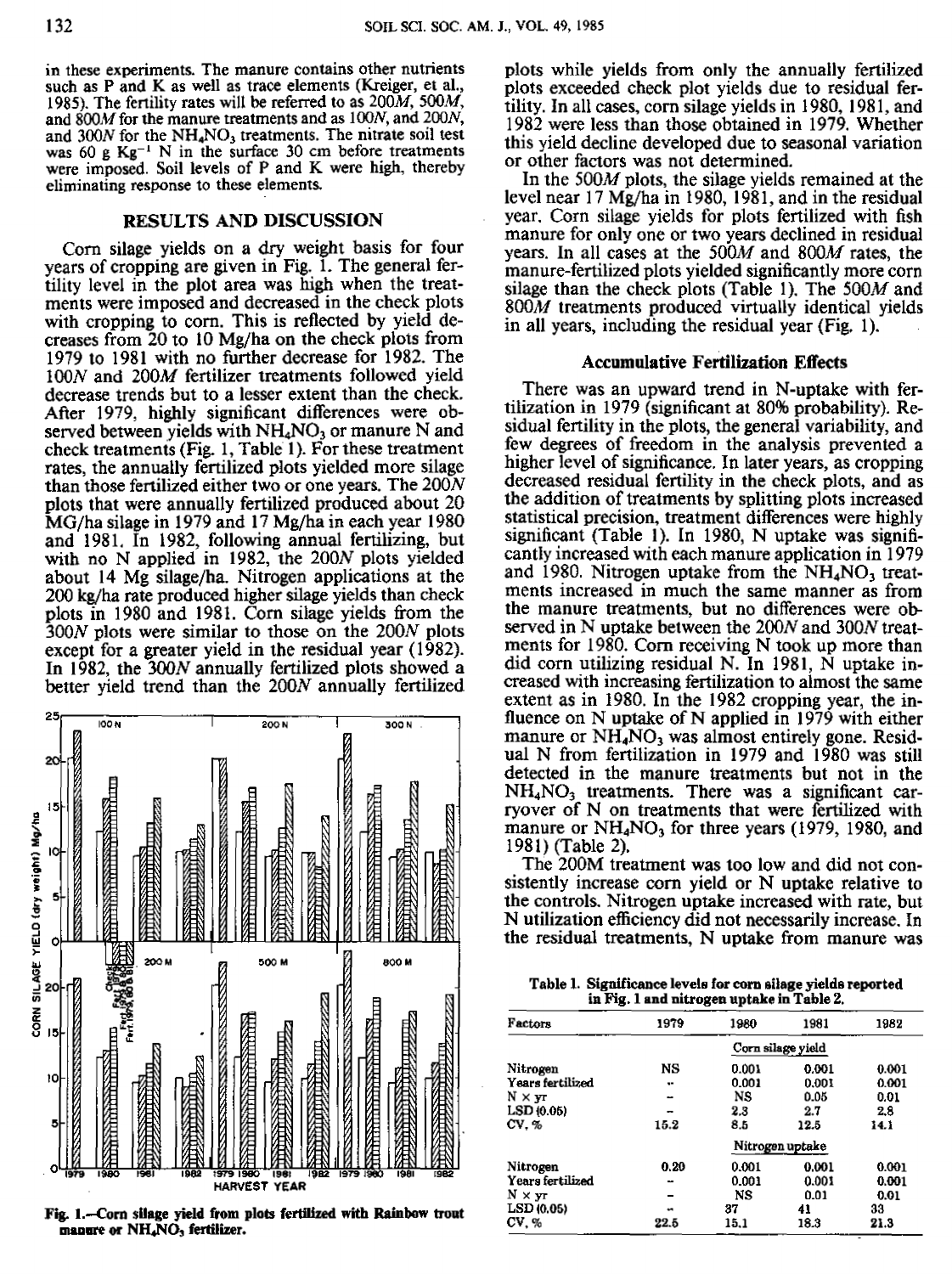in these experiments. The manure contains other nutrients such as P and K as well as trace elements (Kreiger, et al., 1985). The fertility rates will be referred to as 200*M*, 500*M*, and 800*M* for the manure treatments and as 100*N*, and 200*N*, and 300*N* for the $NH_4NO_3$ treatments. The nitrate soil test was 60 g $Kg^{-1}$ N in the surface 30 cm before treatments were imposed. Soil levels of P and K were high, thereby eliminating response to these elements.

## RESULTS AND DISCUSSION

Corn silage yields on a dry weight basis for four years of cropping are given in Fig. 1. The general fertility level in the plot area was high when the treatments were imposed and decreased in the check plots with cropping to corn. This is reflected by yield decreases from 20 to 10 Mg/ha on the check plots from 1979 to 1981 with no further decrease for 1982. The 100*N* and 200*M* fertilizer treatments followed yield decrease trends but to a lesser extent than the check. After 1979, highly significant differences were observed between yields with $NH_4NO_3$ or manure N and check treatments (Fig. 1, Table 1). For these treatment rates, the annually fertilized plots yielded more silage than those fertilized either two or one years. The 200*N* plots that were annually fertilized produced about 20 MG/ha silage in 1979 and 17 Mg/ha in each year 1980 and 1981. In 1982, following annual fertilizing, but with no N applied in 1982, the 200*N* plots yielded about 14 Mg silage/ha. Nitrogen applications at the 200 kg/ha rate produced higher silage yields than check plots in 1980 and 1981. Corn silage yields from the 300*N* plots were similar to those on the 200*N* plots except for a greater yield in the residual year (1982). In 1982, the 300*N* annually fertilized plots showed a better yield trend than the 200*N* annually fertilized plots while yields from only the annually fertilized plots exceeded check plot yields due to residual fertility. In all cases, corn silage yields in 1980, 1981, and 1982 were less than those obtained in 1979. Whether this yield decline developed due to seasonal variation or other factors was not determined.

In the 500*M* plots, the silage yields remained at the level near 17 Mg/ha in 1980, 1981, and in the residual year. Corn silage yields for plots fertilized with fish manure for only one or two years declined in residual years. In all cases at the 500*M* and 800*M* rates, the manure-fertilized plots yielded significantly more corn silage than the check plots (Table 1). The 500*M* and 800*M* treatments produced virtually identical yields in all years, including the residual year (Fig. 1).

Fig. 1.—Corn silage yield from plots fertilized with Rainbow trout manure or $NH_4NO_3$ fertilizer.

### Accumulative Fertilization Effects

There was an upward trend in N-uptake with fertilization in 1979 (significant at 80% probability). Residual fertility in the plots, the general variability, and few degrees of freedom in the analysis prevented a higher level of significance. In later years, as cropping decreased residual fertility in the check plots, and as the addition of treatments by splitting plots increased statistical precision, treatment differences were highly significant (Table 1). In 1980, N uptake was significantly increased with each manure application in 1979 and 1980. Nitrogen uptake from the $NH_4NO_3$ treatments increased in much the same manner as from the manure treatments, but no differences were observed in N uptake between the 200*N* and 300*N* treatments for 1980. Corn receiving N took up more than did corn utilizing residual N. In 1981, N uptake increased with increasing fertilization to almost the same extent as in 1980. In the 1982 cropping year, the influence on N uptake of N applied in 1979 with either manure or $NH_4NO_3$ was almost entirely gone. Residual N from fertilization in 1979 and 1980 was still detected in the manure treatments but not in the $NH_4NO_3$ treatments. There was a significant carryover of N on treatments that were fertilized with manure or $NH_4NO_3$ for three years (1979, 1980, and 1981) (Table 2).

The 200M treatment was too low and did not consistently increase corn yield or N uptake relative to the controls. Nitrogen uptake increased with rate, but N utilization efficiency did not necessarily increase. In the residual treatments, N uptake from manure was

Table 1. Significance levels for corn silage yields reported in Fig. 1 and nitrogen uptake in Table 2.

| Factors | 1979 | 1980 | 1981 | 1982 |
|---|---|---|---|---|
| | | Corn silage yield | | |
| Nitrogen | NS | 0.001 | 0.001 | 0.001 |
| Years fertilized | -- | 0.001 | 0.001 | 0.001 |
| N × yr | -- | NS | 0.05 | 0.01 |
| LSD (0.05) | -- | 2.3 | 2.7 | 2.8 |
| CV, % | 15.2 | 8.5 | 12.5 | 14.1 |
| | | Nitrogen uptake | | |
| Nitrogen | 0.20 | 0.001 | 0.001 | 0.001 |
| Years fertilized | -- | 0.001 | 0.001 | 0.001 |
| N × yr | -- | NS | 0.01 | 0.01 |
| LSD (0.05) | -- | 37 | 41 | 33 |
| CV, % | 22.5 | 15.1 | 18.3 | 21.3 |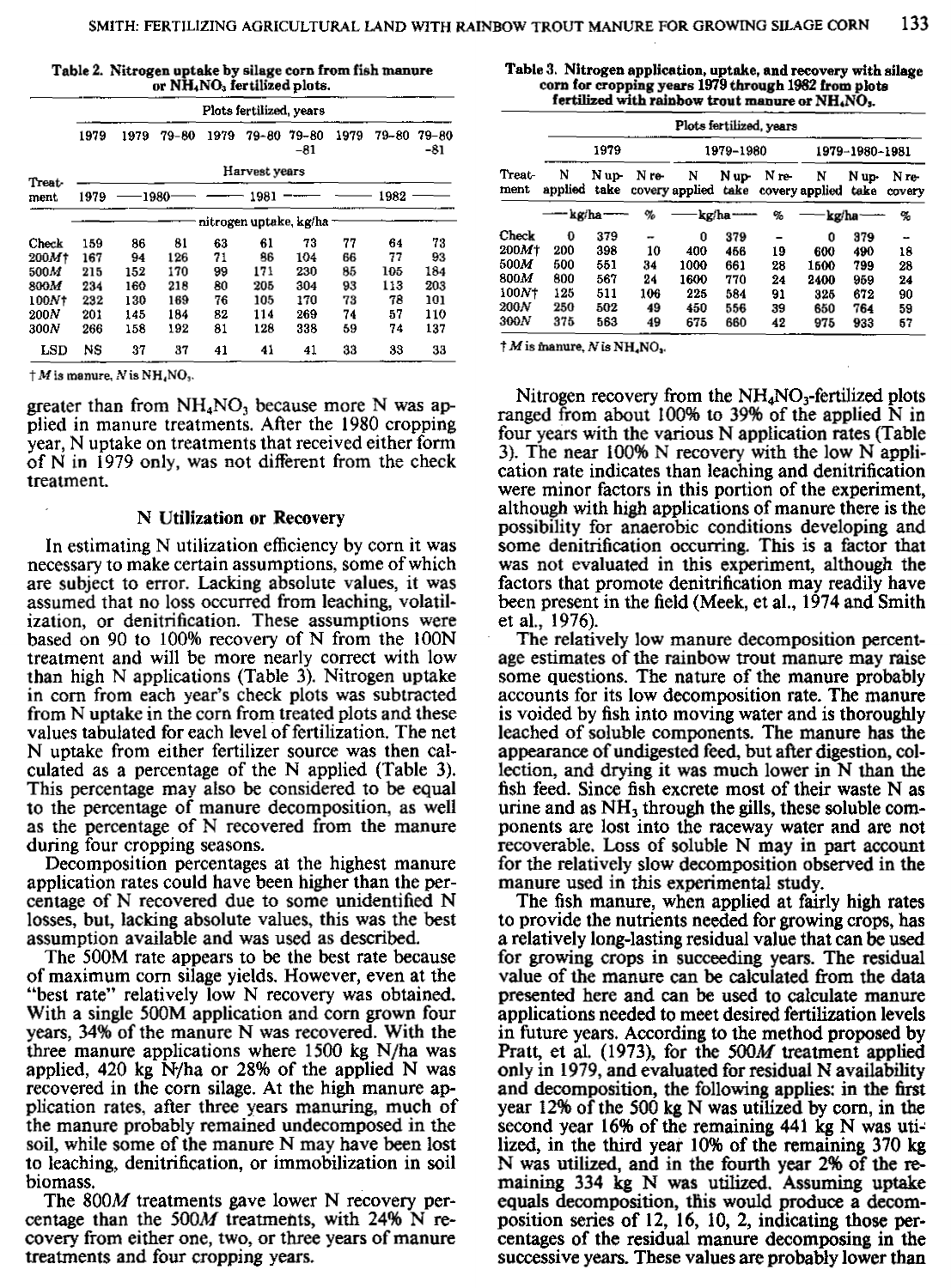**Table 2. Nitrogen uptake by silage corn from fish manure or $NH_4NO_3$ fertilized plots.**

| Treatment | Plots fertilized, years: 1979 | 1979 | 79–80 | 1979 | 79–80 | 79–80–81 | 1979 | 79–80 | 79–80–81 |
|---|---|---|---|---|---|---|---|---|---|
| | Harvest years: 1979 | 1980 | 1980 | 1981 | 1981 | 1981 | 1982 | 1982 | 1982 |
| | nitrogen uptake, kg/ha | | | | | | | | |
| Check | 159 | 86 | 81 | 63 | 61 | 73 | 77 | 64 | 73 |
| 200*M*† | 167 | 94 | 126 | 71 | 86 | 104 | 66 | 77 | 93 |
| 500*M* | 215 | 152 | 170 | 99 | 171 | 230 | 85 | 105 | 184 |
| 800*M* | 234 | 160 | 218 | 80 | 205 | 304 | 93 | 113 | 203 |
| 100*N*† | 232 | 130 | 169 | 76 | 105 | 170 | 73 | 78 | 101 |
| 200*N* | 201 | 145 | 184 | 82 | 114 | 269 | 74 | 57 | 110 |
| 300*N* | 266 | 158 | 192 | 81 | 128 | 338 | 59 | 74 | 137 |
| LSD | NS | 37 | 37 | 41 | 41 | 41 | 33 | 33 | 33 |

† *M* is manure, *N* is $NH_4NO_3$.

**Table 3. Nitrogen application, uptake, and recovery with silage corn for cropping years 1979 through 1982 from plots fertilized with rainbow trout manure or $NH_4NO_3$.**

| Treatment | 1979: N applied | N uptake | N recovery | 1979–1980: N applied | N uptake | N recovery | 1979–1980–1981: N applied | N uptake | N recovery |
|---|---|---|---|---|---|---|---|---|---|
| | kg/ha | kg/ha | % | kg/ha | kg/ha | % | kg/ha | kg/ha | % |
| Check | 0 | 379 | – | 0 | 379 | – | 0 | 379 | – |
| 200*M*† | 200 | 398 | 10 | 400 | 456 | 19 | 600 | 490 | 18 |
| 500*M* | 500 | 551 | 34 | 1000 | 661 | 28 | 1500 | 799 | 28 |
| 800*M* | 800 | 567 | 24 | 1600 | 770 | 24 | 2400 | 959 | 24 |
| 100*N*† | 125 | 511 | 106 | 225 | 584 | 91 | 325 | 672 | 90 |
| 200*N* | 250 | 502 | 49 | 450 | 556 | 39 | 650 | 764 | 59 |
| 300*N* | 375 | 563 | 49 | 675 | 660 | 42 | 975 | 933 | 57 |

† *M* is manure, *N* is $NH_4NO_3$.

greater than from $NH_4NO_3$ because more N was applied in manure treatments. After the 1980 cropping year, N uptake on treatments that received either form of N in 1979 only, was not different from the check treatment.

## N Utilization or Recovery

In estimating N utilization efficiency by corn it was necessary to make certain assumptions, some of which are subject to error. Lacking absolute values, it was assumed that no loss occurred from leaching, volatilization, or denitrification. These assumptions were based on 90 to 100% recovery of N from the 100N treatment and will be more nearly correct with low than high N applications (Table 3). Nitrogen uptake in corn from each year's check plots was subtracted from N uptake in the corn from treated plots and these values tabulated for each level of fertilization. The net N uptake from either fertilizer source was then calculated as a percentage of the N applied (Table 3). This percentage may also be considered to be equal to the percentage of manure decomposition, as well as the percentage of N recovered from the manure during four cropping seasons.

Decomposition percentages at the highest manure application rates could have been higher than the percentage of N recovered due to some unidentified N losses, but, lacking absolute values, this was the best assumption available and was used as described.

The 500M rate appears to be the best rate because of maximum corn silage yields. However, even at the "best rate" relatively low N recovery was obtained. With a single 500M application and corn grown four years, 34% of the manure N was recovered. With the three manure applications where 1500 kg N/ha was applied, 420 kg N/ha or 28% of the applied N was recovered in the corn silage. At the high manure application rates, after three years manuring, much of the manure probably remained undecomposed in the soil, while some of the manure N may have been lost to leaching, denitrification, or immobilization in soil biomass.

The 800*M* treatments gave lower N recovery percentage than the 500*M* treatments, with 24% N recovery from either one, two, or three years of manure treatments and four cropping years.

Nitrogen recovery from the $NH_4NO_3$-fertilized plots ranged from about 100% to 39% of the applied N in four years with the various N application rates (Table 3). The near 100% N recovery with the low N application rate indicates than leaching and denitrification were minor factors in this portion of the experiment, although with high applications of manure there is the possibility for anaerobic conditions developing and some denitrification occurring. This is a factor that was not evaluated in this experiment, although the factors that promote denitrification may readily have been present in the field (Meek, et al., 1974 and Smith et al., 1976).

The relatively low manure decomposition percentage estimates of the rainbow trout manure may raise some questions. The nature of the manure probably accounts for its low decomposition rate. The manure is voided by fish into moving water and is thoroughly leached of soluble components. The manure has the appearance of undigested feed, but after digestion, collection, and drying it was much lower in N than the fish feed. Since fish excrete most of their waste N as urine and as $NH_3$ through the gills, these soluble components are lost into the raceway water and are not recoverable. Loss of soluble N may in part account for the relatively slow decomposition observed in the manure used in this experimental study.

The fish manure, when applied at fairly high rates to provide the nutrients needed for growing crops, has a relatively long-lasting residual value that can be used for growing crops in succeeding years. The residual value of the manure can be calculated from the data presented here and can be used to calculate manure applications needed to meet desired fertilization levels in future years. According to the method proposed by Pratt, et al. (1973), for the 500*M* treatment applied only in 1979, and evaluated for residual N availability and decomposition, the following applies: in the first year 12% of the 500 kg N was utilized by corn, in the second year 16% of the remaining 441 kg N was utilized, in the third year 10% of the remaining 370 kg N was utilized, and in the fourth year 2% of the remaining 334 kg N was utilized. Assuming uptake equals decomposition, this would produce a decomposition series of 12, 16, 10, 2, indicating those percentages of the residual manure decomposing in the successive years. These values are probably lower than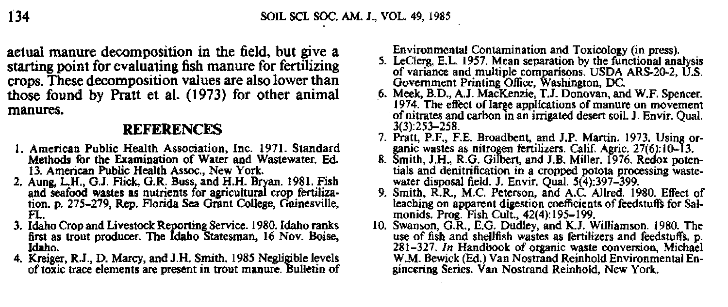aetual manure decomposition in the field, but give a starting point for evaluating fish manure for fertilizing crops. These decomposition values are also lower than those found by Pratt et al. (1973) for other animal manures.

## REFERENCES

1. American Public Health Association, Inc. 1971. Standard Methods for the Examination of Water and Wastewater. Ed. 13. American Public Health Assoc., New York.
2. Aung, L.H., G.J. Flick, G.R. Buss, and H.H. Bryan. 1981. Fish and seafood wastes as nutrients for agricultural crop fertilization. p. 275–279, Rep. Florida Sea Grant College, Gainesville, FL.
3. Idaho Crop and Livestock Reporting Service. 1980. Idaho ranks first as trout producer. The Idaho Statesman, 16 Nov. Boise, Idaho.
4. Kreiger, R.J., D. Marcy, and J.H. Smith. 1985 Negligible levels of toxic trace elements are present in trout manure. Bulletin of Environmental Contamination and Toxicology (in press).
5. LeClerg, E.L. 1957. Mean separation by the functional analysis of variance and multiple comparisons. USDA ARS-20-2, U.S. Government Printing Office, Washington, DC.
6. Meek, B.D., A.J. MacKenzie, T.J. Donovan, and W.F. Spencer. 1974. The effect of large applications of manure on movement of nitrates and carbon in an irrigated desert soil. J. Envir. Qual. 3(3):253–258.
7. Pratt, P.F., F.E. Broadbent, and J.P. Martin. 1973. Using organic wastes as nitrogen fertilizers. Calif. Agric. 27(6):10–13.
8. Smith, J.H., R.G. Gilbert, and J.B. Miller. 1976. Redox potentials and denitrification in a cropped potota processing wastewater disposal field. J. Envir. Qual. 5(4):397–399.
9. Smith, R.R., M.C. Peterson, and A.C. Allred. 1980. Effect of leaching on apparent digestion coefficients of feedstuffs for Salmonids. Prog. Fish Cult., 42(4):195–199.
10. Swanson, G.R., E.G. Dudley, and K.J. Williamson. 1980. The use of fish and shellfish wastes as fertilizers and feedstuffs. p. 281–327. *In* Handbook of organic waste conversion, Michael W.M. Bewick (Ed.) Van Nostrand Reinhold Environmental Engineering Series. Van Nostrand Reinhold, New York.